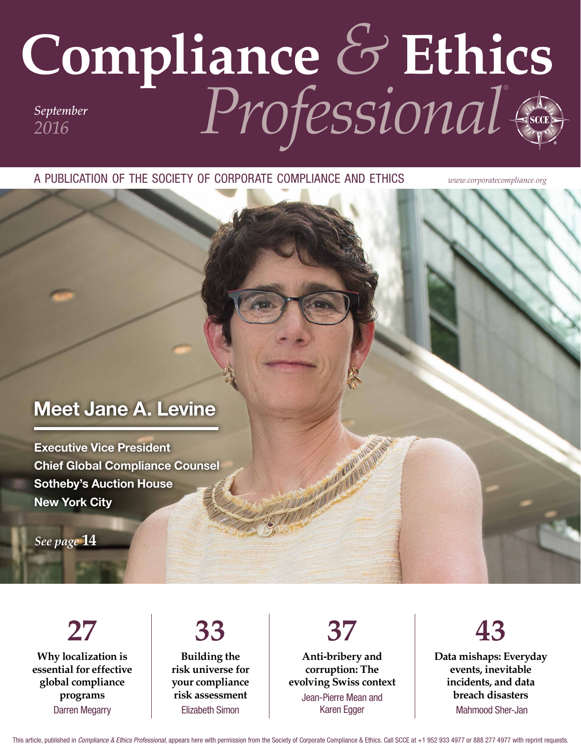# Compliance & Ethics Professional

*September 2016*

A PUBLICATION OF THE SOCIETY OF CORPORATE COMPLIANCE AND ETHICS

www.corporatecompliance.org

## Meet Jane A. Levine

**Executive Vice President**
**Chief Global Compliance Counsel**
**Sotheby's Auction House**
**New York City**

*See page* **14**

**27**
**Why localization is essential for effective global compliance programs**
Darren Megarry

**33**
**Building the risk universe for your compliance risk assessment**
Elizabeth Simon

**37**
**Anti-bribery and corruption: The evolving Swiss context**
Jean-Pierre Mean and Karen Egger

**43**
**Data mishaps: Everyday events, inevitable incidents, and data breach disasters**
Mahmood Sher-Jan

This article, published in *Compliance & Ethics Professional*, appears here with permission from the Society of Corporate Compliance & Ethics. Call SCCE at +1 952 933 4977 or 888 277 4977 with reprint requests.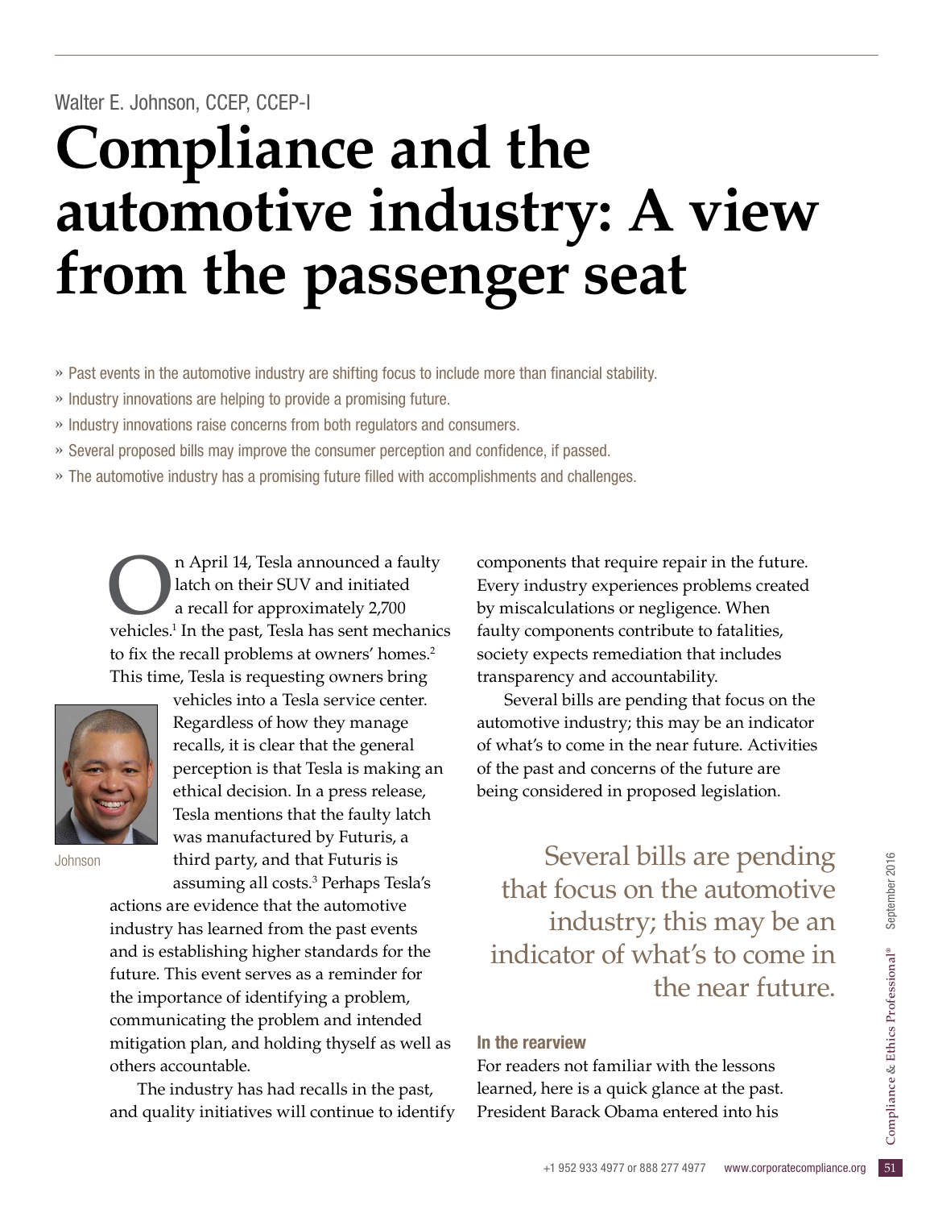Walter E. Johnson, CCEP, CCEP-I

# Compliance and the automotive industry: A view from the passenger seat

- » Past events in the automotive industry are shifting focus to include more than financial stability.
- » Industry innovations are helping to provide a promising future.
- » Industry innovations raise concerns from both regulators and consumers.
- » Several proposed bills may improve the consumer perception and confidence, if passed.
- » The automotive industry has a promising future filled with accomplishments and challenges.

On April 14, Tesla announced a faulty latch on their SUV and initiated a recall for approximately 2,700 vehicles.[1] In the past, Tesla has sent mechanics to fix the recall problems at owners' homes.[2] This time, Tesla is requesting owners bring vehicles into a Tesla service center. Regardless of how they manage recalls, it is clear that the general perception is that Tesla is making an ethical decision. In a press release, Tesla mentions that the faulty latch was manufactured by Futuris, a third party, and that Futuris is assuming all costs.[3] Perhaps Tesla's actions are evidence that the automotive industry has learned from the past events and is establishing higher standards for the future. This event serves as a reminder for the importance of identifying a problem, communicating the problem and intended mitigation plan, and holding thyself as well as others accountable.

Johnson

The industry has had recalls in the past, and quality initiatives will continue to identify components that require repair in the future. Every industry experiences problems created by miscalculations or negligence. When faulty components contribute to fatalities, society expects remediation that includes transparency and accountability.

Several bills are pending that focus on the automotive industry; this may be an indicator of what's to come in the near future. Activities of the past and concerns of the future are being considered in proposed legislation.

> Several bills are pending that focus on the automotive industry; this may be an indicator of what's to come in the near future.

### In the rearview

For readers not familiar with the lessons learned, here is a quick glance at the past. President Barack Obama entered into his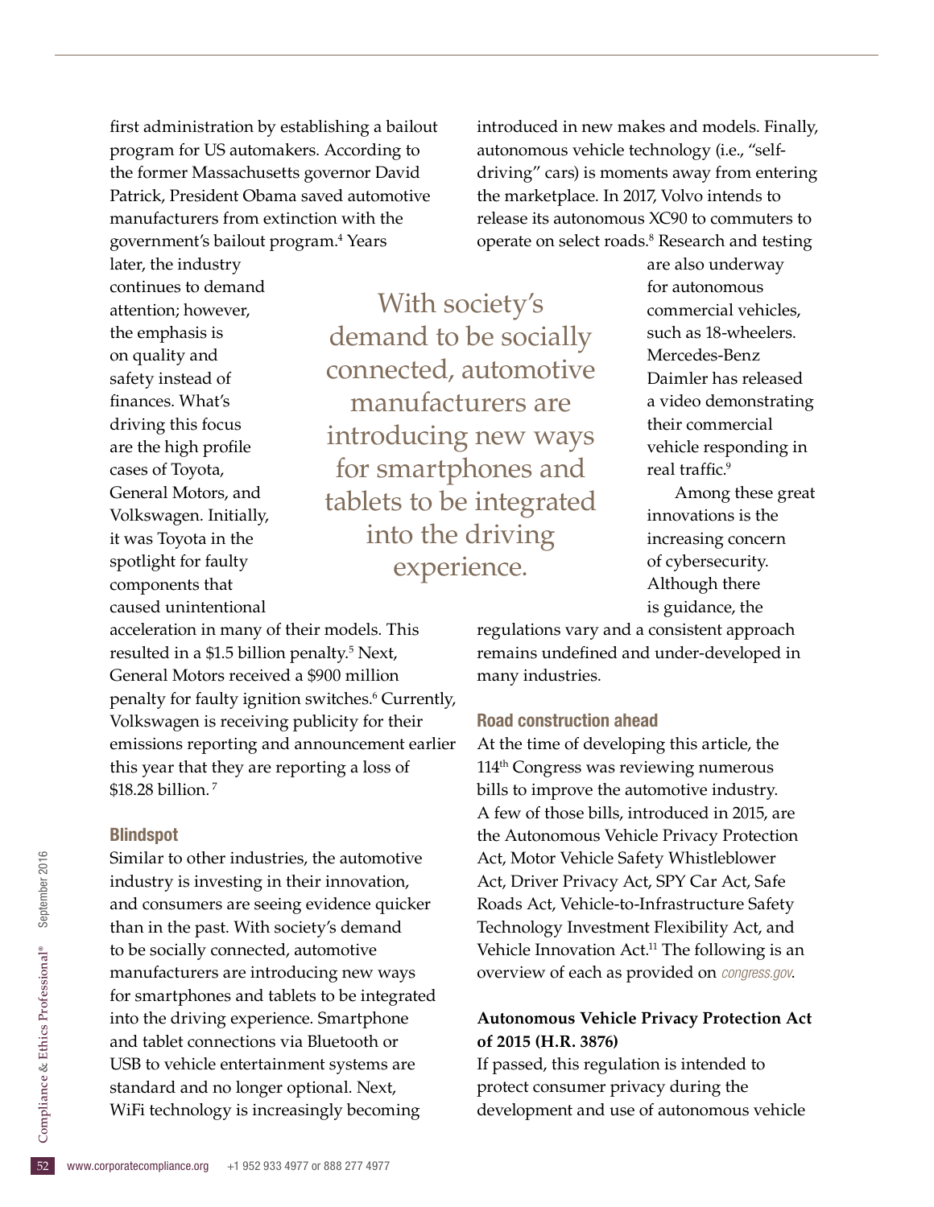first administration by establishing a bailout program for US automakers. According to the former Massachusetts governor David Patrick, President Obama saved automotive manufacturers from extinction with the government's bailout program.[4] Years later, the industry continues to demand attention; however, the emphasis is on quality and safety instead of finances. What's driving this focus are the high profile cases of Toyota, General Motors, and Volkswagen. Initially, it was Toyota in the spotlight for faulty components that caused unintentional acceleration in many of their models. This resulted in a $1.5 billion penalty.[5] Next, General Motors received a $900 million penalty for faulty ignition switches.[6] Currently, Volkswagen is receiving publicity for their emissions reporting and announcement earlier this year that they are reporting a loss of $18.28 billion.[7]

> With society's demand to be socially connected, automotive manufacturers are introducing new ways for smartphones and tablets to be integrated into the driving experience.

### Blindspot

Similar to other industries, the automotive industry is investing in their innovation, and consumers are seeing evidence quicker than in the past. With society's demand to be socially connected, automotive manufacturers are introducing new ways for smartphones and tablets to be integrated into the driving experience. Smartphone and tablet connections via Bluetooth or USB to vehicle entertainment systems are standard and no longer optional. Next, WiFi technology is increasingly becoming introduced in new makes and models. Finally, autonomous vehicle technology (i.e., "self-driving" cars) is moments away from entering the marketplace. In 2017, Volvo intends to release its autonomous XC90 to commuters to operate on select roads.[8] Research and testing are also underway for autonomous commercial vehicles, such as 18-wheelers. Mercedes-Benz Daimler has released a video demonstrating their commercial vehicle responding in real traffic.[9]

Among these great innovations is the increasing concern of cybersecurity. Although there is guidance, the regulations vary and a consistent approach remains undefined and under-developed in many industries.

### Road construction ahead

At the time of developing this article, the 114th Congress was reviewing numerous bills to improve the automotive industry. A few of those bills, introduced in 2015, are the Autonomous Vehicle Privacy Protection Act, Motor Vehicle Safety Whistleblower Act, Driver Privacy Act, SPY Car Act, Safe Roads Act, Vehicle-to-Infrastructure Safety Technology Investment Flexibility Act, and Vehicle Innovation Act.[11] The following is an overview of each as provided on *congress.gov*.

**Autonomous Vehicle Privacy Protection Act of 2015 (H.R. 3876)**

If passed, this regulation is intended to protect consumer privacy during the development and use of autonomous vehicle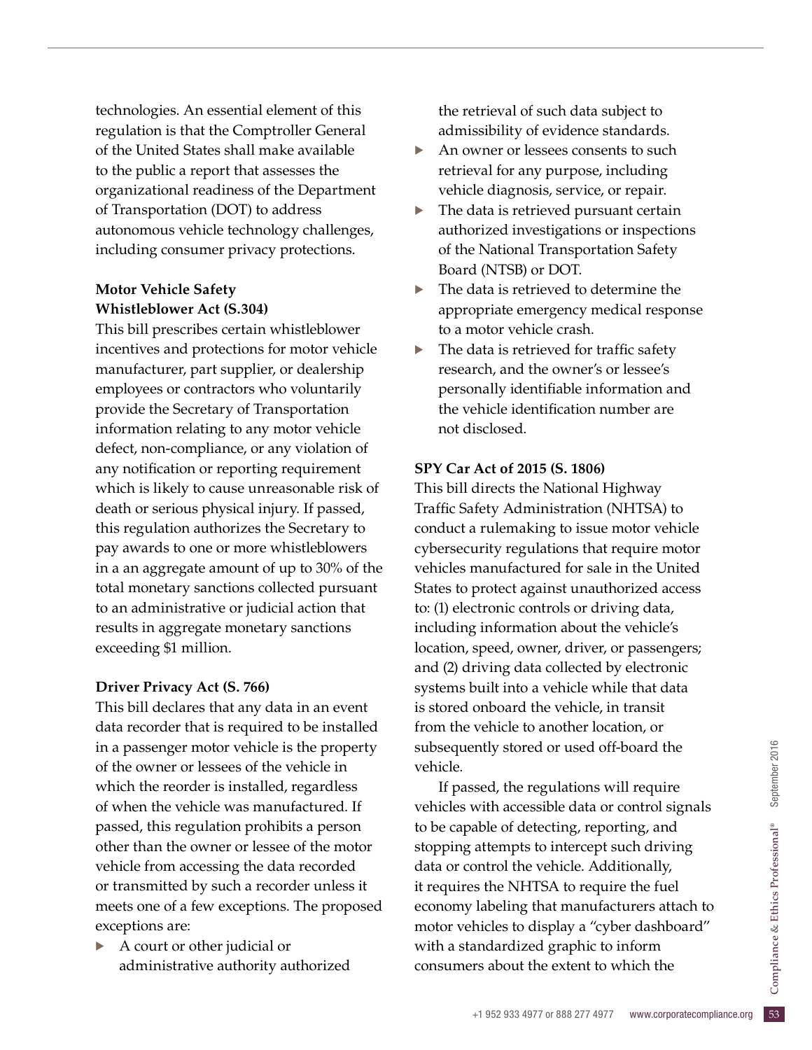technologies. An essential element of this regulation is that the Comptroller General of the United States shall make available to the public a report that assesses the organizational readiness of the Department of Transportation (DOT) to address autonomous vehicle technology challenges, including consumer privacy protections.

**Motor Vehicle Safety Whistleblower Act (S.304)**

This bill prescribes certain whistleblower incentives and protections for motor vehicle manufacturer, part supplier, or dealership employees or contractors who voluntarily provide the Secretary of Transportation information relating to any motor vehicle defect, non-compliance, or any violation of any notification or reporting requirement which is likely to cause unreasonable risk of death or serious physical injury. If passed, this regulation authorizes the Secretary to pay awards to one or more whistleblowers in a an aggregate amount of up to 30% of the total monetary sanctions collected pursuant to an administrative or judicial action that results in aggregate monetary sanctions exceeding $1 million.

**Driver Privacy Act (S. 766)**

This bill declares that any data in an event data recorder that is required to be installed in a passenger motor vehicle is the property of the owner or lessees of the vehicle in which the reorder is installed, regardless of when the vehicle was manufactured. If passed, this regulation prohibits a person other than the owner or lessee of the motor vehicle from accessing the data recorded or transmitted by such a recorder unless it meets one of a few exceptions. The proposed exceptions are:

- A court or other judicial or administrative authority authorized the retrieval of such data subject to admissibility of evidence standards.
- An owner or lessees consents to such retrieval for any purpose, including vehicle diagnosis, service, or repair.
- The data is retrieved pursuant certain authorized investigations or inspections of the National Transportation Safety Board (NTSB) or DOT.
- The data is retrieved to determine the appropriate emergency medical response to a motor vehicle crash.
- The data is retrieved for traffic safety research, and the owner's or lessee's personally identifiable information and the vehicle identification number are not disclosed.

**SPY Car Act of 2015 (S. 1806)**

This bill directs the National Highway Traffic Safety Administration (NHTSA) to conduct a rulemaking to issue motor vehicle cybersecurity regulations that require motor vehicles manufactured for sale in the United States to protect against unauthorized access to: (1) electronic controls or driving data, including information about the vehicle's location, speed, owner, driver, or passengers; and (2) driving data collected by electronic systems built into a vehicle while that data is stored onboard the vehicle, in transit from the vehicle to another location, or subsequently stored or used off-board the vehicle.

If passed, the regulations will require vehicles with accessible data or control signals to be capable of detecting, reporting, and stopping attempts to intercept such driving data or control the vehicle. Additionally, it requires the NHTSA to require the fuel economy labeling that manufacturers attach to motor vehicles to display a "cyber dashboard" with a standardized graphic to inform consumers about the extent to which the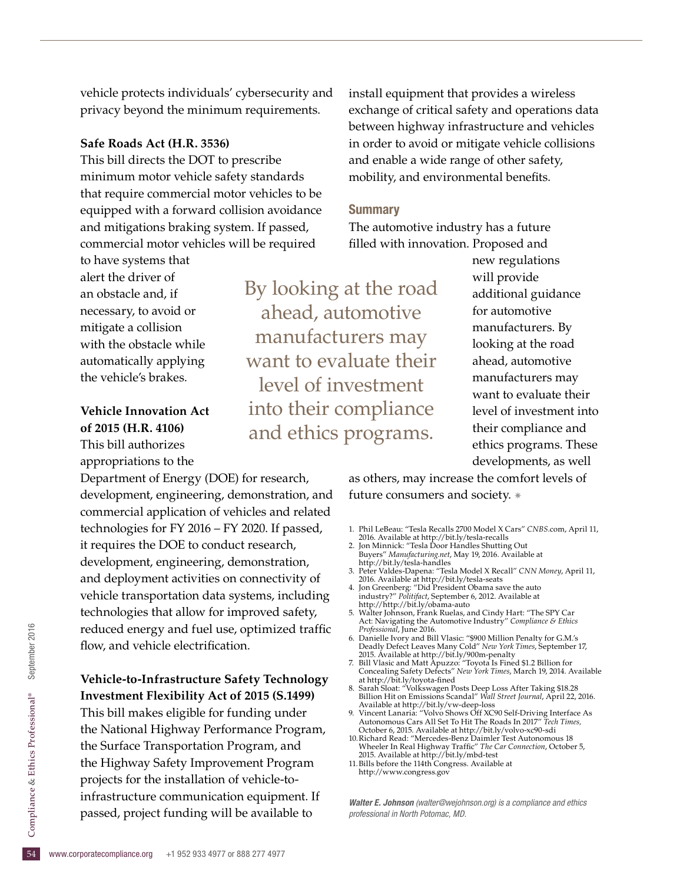vehicle protects individuals' cybersecurity and privacy beyond the minimum requirements.

**Safe Roads Act (H.R. 3536)**

This bill directs the DOT to prescribe minimum motor vehicle safety standards that require commercial motor vehicles to be equipped with a forward collision avoidance and mitigations braking system. If passed, commercial motor vehicles will be required to have systems that alert the driver of an obstacle and, if necessary, to avoid or mitigate a collision with the obstacle while automatically applying the vehicle's brakes.

**Vehicle Innovation Act of 2015 (H.R. 4106)**

This bill authorizes appropriations to the Department of Energy (DOE) for research, development, engineering, demonstration, and commercial application of vehicles and related technologies for FY 2016 – FY 2020. If passed, it requires the DOE to conduct research, development, engineering, demonstration, and deployment activities on connectivity of vehicle transportation data systems, including technologies that allow for improved safety, reduced energy and fuel use, optimized traffic flow, and vehicle electrification.

**Vehicle-to-Infrastructure Safety Technology Investment Flexibility Act of 2015 (S.1499)**

This bill makes eligible for funding under the National Highway Performance Program, the Surface Transportation Program, and the Highway Safety Improvement Program projects for the installation of vehicle-to-infrastructure communication equipment. If passed, project funding will be available to install equipment that provides a wireless exchange of critical safety and operations data between highway infrastructure and vehicles in order to avoid or mitigate vehicle collisions and enable a wide range of other safety, mobility, and environmental benefits.

## Summary

The automotive industry has a future filled with innovation. Proposed and new regulations will provide additional guidance for automotive manufacturers. By looking at the road ahead, automotive manufacturers may want to evaluate their level of investment into their compliance and ethics programs. These developments, as well as others, may increase the comfort levels of future consumers and society.

> By looking at the road ahead, automotive manufacturers may want to evaluate their level of investment into their compliance and ethics programs.

1. Phil LeBeau: "Tesla Recalls 2700 Model X Cars" *CNBS*.com, April 11, 2016. Available at http://bit.ly/tesla-recalls
2. Jon Minnick: "Tesla Door Handles Shutting Out Buyers" *Manufacturing.net*, May 19, 2016. Available at http://bit.ly/tesla-handles
3. Peter Valdes-Dapena: "Tesla Model X Recall" *CNN Money*, April 11, 2016. Available at http://bit.ly/tesla-seats
4. Jon Greenberg: "Did President Obama save the auto industry?" *Politifact*, September 6, 2012. Available at http://http://bit.ly/obama-auto
5. Walter Johnson, Frank Ruelas, and Cindy Hart: "The SPY Car Act: Navigating the Automotive Industry" *Compliance & Ethics Professional*, June 2016.
6. Danielle Ivory and Bill Vlasic: "$900 Million Penalty for G.M.'s Deadly Defect Leaves Many Cold" *New York Times*, September 17, 2015. Available at http://bit.ly/900m-penalty
7. Bill Vlasic and Matt Apuzzo: "Toyota Is Fined $1.2 Billion for Concealing Safety Defects" *New York Times*, March 19, 2014. Available at http://bit.ly/toyota-fined
8. Sarah Sloat: "Volkswagen Posts Deep Loss After Taking $18.28 Billion Hit on Emissions Scandal" *Wall Street Journal*, April 22, 2016. Available at http://bit.ly/vw-deep-loss
9. Vincent Lanaria: "Volvo Shows Off XC90 Self-Driving Interface As Autonomous Cars All Set To Hit The Roads In 2017" *Tech Times*, October 6, 2015. Available at http://bit.ly/volvo-xc90-sdi
10. Richard Read: "Mercedes-Benz Daimler Test Autonomous 18 Wheeler In Real Highway Traffic" *The Car Connection*, October 5, 2015. Available at http://bit.ly/mbd-test
11. Bills before the 114th Congress. Available at http://www.congress.gov

***Walter E. Johnson*** *(walter@wejohnson.org) is a compliance and ethics professional in North Potomac, MD.*